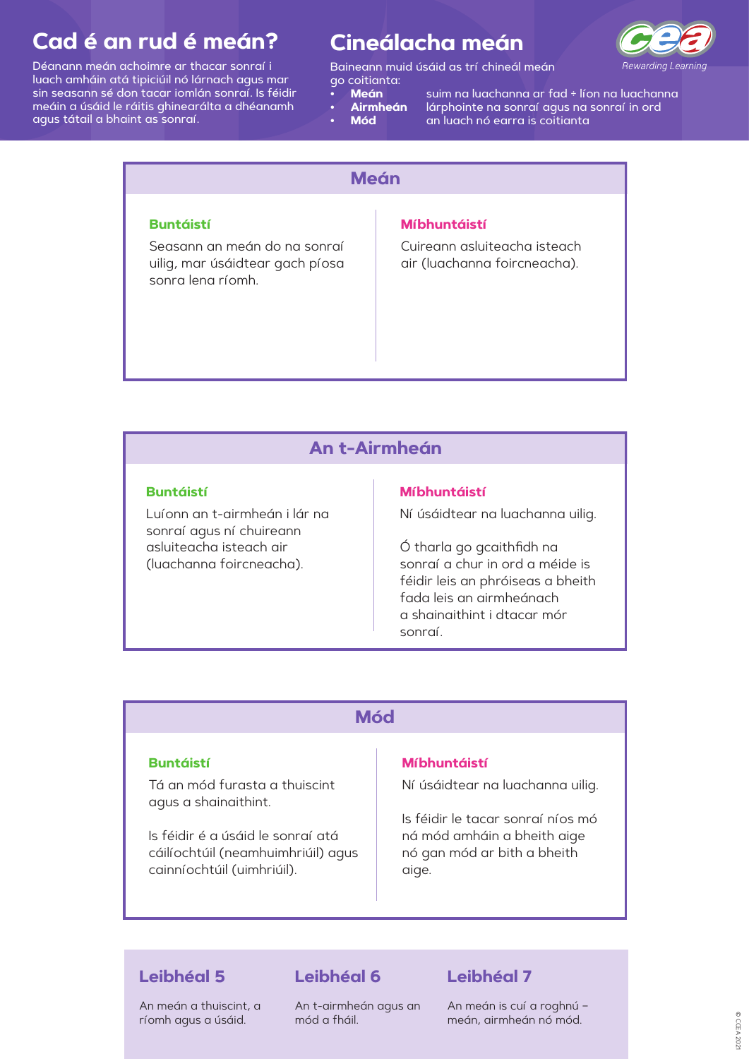# Cad é an rud é meán?

Déanann meán achoimre ar thacar sonraí i luach amháin atá tipiciúil nó lárnach agus mar sin seasann sé don tacar iomlán sonraí. Is féidir meáin a úsáid le ráitis ghinearálta a dhéanamh agus tátail a bhaint as sonraí.

# Cineálacha meán

Baineann muid úsáid as trí chineál meán go coitianta:

- **Meán** suim na luachanna ar fad ÷ líon na luachanna
- **Airmheán** lárphointe na sonraí agus na sonraí in ord
- **Mód** an luach nó earra is coitianta

## Meán

**Buntáistí**

Seasann an meán do na sonraí uilig, mar úsáidtear gach píosa sonra lena ríomh.

**Míbhuntáistí**

Cuireann asluiteacha isteach air (luachanna foircneacha).

## An t-Airmheán

**Buntáistí**

Luíonn an t-airmheán i lár na sonraí agus ní chuireann asluiteacha isteach air (luachanna foircneacha).

**Míbhuntáistí**

Ní úsáidtear na luachanna uilig.

Ó tharla go gcaithfidh na sonraí a chur in ord a méide is féidir leis an phróiseas a bheith fada leis an airmheánach a shainaithint i dtacar mór sonraí.

## Mód

**Buntáistí**

Tá an mód furasta a thuiscint agus a shainaithint.

Is féidir é a úsáid le sonraí atá cáilíochtúil (neamhuimhriúil) agus cainníochtúil (uimhriúil).

**Míbhuntáistí**

Ní úsáidtear na luachanna uilig.

Is féidir le tacar sonraí níos mó ná mód amháin a bheith aige nó gan mód ar bith a bheith aige.

### Leibhéal 5

An meán a thuiscint, a ríomh agus a úsáid.

### Leibhéal 6

An t-airmheán agus an mód a fháil.

### Leibhéal 7

An meán is cuí a roghnú – meán, airmheán nó mód.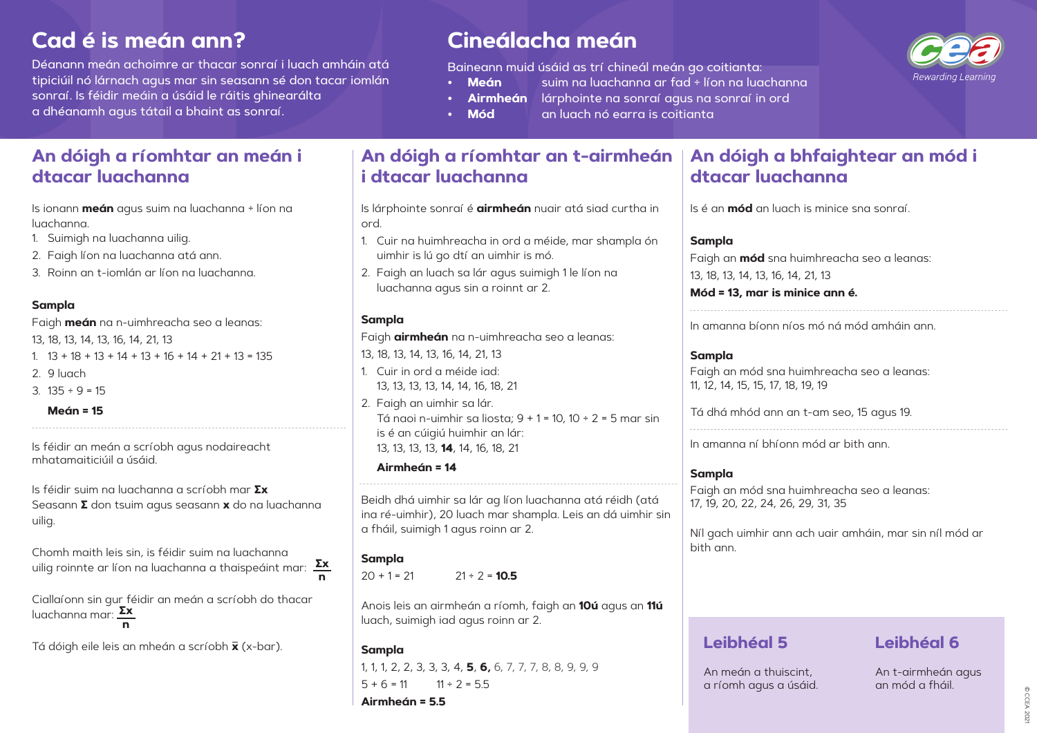## Cad é is meán ann?

Déanann meán achoimre ar thacar sonraí i luach amháin atá tipiciúil nó lárnach agus mar sin seasann sé don tacar iomlán sonraí. Is féidir meáin a úsáid le ráitis ghinearálta a dhéanamh agus tátail a bhaint as sonraí.

## Cineálacha meán

Baineann muid úsáid as trí chineál meán go coitianta:

- **Meán** suim na luachanna ar fad ÷ líon na luachanna
- **Airmheán** lárphointe na sonraí agus na sonraí in ord
- **Mód** an luach nó earra is coitianta

## An dóigh a ríomhtar an meán i dtacar luachanna

Is ionann **meán** agus suim na luachanna ÷ líon na luachanna.

1. Suimigh na luachanna uilig.
2. Faigh líon na luachanna atá ann.
3. Roinn an t-iomlán ar líon na luachanna.

**Sampla**

Faigh **meán** na n-uimhreacha seo a leanas:

13, 18, 13, 14, 13, 16, 14, 21, 13

1. 13 + 18 + 13 + 14 + 13 + 16 + 14 + 21 + 13 = 135
2. 9 luach
3. 135 ÷ 9 = 15

**Meán = 15**

Is féidir an meán a scríobh agus nodaireacht mhatamaiticiúil a úsáid.

Is féidir suim na luachanna a scríobh mar $\Sigma x$

Seasann $\Sigma$ don tsuim agus seasann $x$ do na luachanna uilig.

Chomh maith leis sin, is féidir suim na luachanna uilig roinnte ar líon na luachanna a thaispeáint mar: $\frac{\Sigma x}{n}$

Ciallaíonn sin gur féidir an meán a scríobh do thacar luachanna mar: $\frac{\Sigma x}{n}$

Tá dóigh eile leis an mheán a scríobh $\bar{x}$ (x-bar).

## An dóigh a ríomhtar an t-airmheán i dtacar luachanna

Is lárphointe sonraí é **airmheán** nuair atá siad curtha in ord.

1. Cuir na huimhreacha in ord a méide, mar shampla ón uimhir is lú go dtí an uimhir is mó.
2. Faigh an luach sa lár agus suimigh 1 le líon na luachanna agus sin a roinnt ar 2.

**Sampla**

Faigh **airmheán** na n-uimhreacha seo a leanas:

13, 18, 13, 14, 13, 16, 14, 21, 13

1. Cuir in ord a méide iad:
   13, 13, 13, 13, 14, 14, 16, 18, 21
2. Faigh an uimhir sa lár.
   Tá naoi n-uimhir sa liosta; 9 + 1 = 10, 10 ÷ 2 = 5 mar sin is é an cúigiú huimhir an lár:
   13, 13, 13, 13, **14**, 14, 16, 18, 21

   **Airmheán = 14**

Beidh dhá uimhir sa lár ag líon luachanna atá réidh (atá ina ré-uimhir), 20 luach mar shampla. Leis an dá uimhir sin a fháil, suimigh 1 agus roinn ar 2.

**Sampla**

20 + 1 = 21    21 ÷ 2 = **10.5**

Anois leis an airmheán a ríomh, faigh an **10ú** agus an **11ú** luach, suimigh iad agus roinn ar 2.

**Sampla**

1, 1, 1, 2, 2, 3, 3, 3, 4, **5**, **6,** 6, 7, 7, 7, 8, 8, 9, 9, 9

5 + 6 = 11    11 ÷ 2 = 5.5

**Airmheán = 5.5**

## An dóigh a bhfaightear an mód i dtacar luachanna

Is é an **mód** an luach is minice sna sonraí.

**Sampla**

Faigh an **mód** sna huimhreacha seo a leanas:

13, 18, 13, 14, 13, 16, 14, 21, 13

**Mód = 13, mar is minice ann é.**

In amanna bíonn níos mó ná mód amháin ann.

**Sampla**

Faigh an mód sna huimhreacha seo a leanas:

11, 12, 14, 15, 15, 17, 18, 19, 19

Tá dhá mhód ann an t-am seo, 15 agus 19.

In amanna ní bhíonn mód ar bith ann.

**Sampla**

Faigh an mód sna huimhreacha seo a leanas:

17, 19, 20, 22, 24, 26, 29, 31, 35

Níl gach uimhir ann ach uair amháin, mar sin níl mód ar bith ann.

### Leibhéal 5

An meán a thuiscint, a ríomh agus a úsáid.

### Leibhéal 6

An t-airmheán agus an mód a fháil.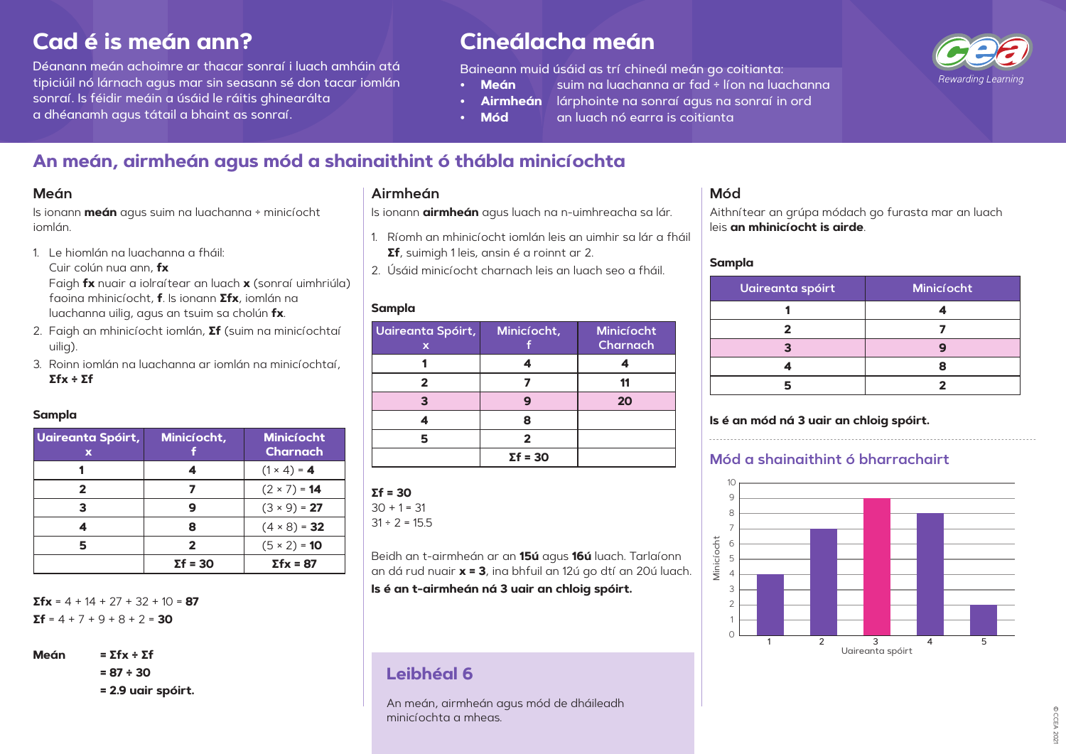# Cad é is meán ann?

Déanann meán achoimre ar thacar sonraí i luach amháin atá tipiciúil nó lárnach agus mar sin seasann sé don tacar iomlán sonraí. Is féidir meáin a úsáid le ráitis ghinearálta a dhéanamh agus tátail a bhaint as sonraí.

# Cineálacha meán

Baineann muid úsáid as trí chineál meán go coitianta:

- **Meán** suim na luachanna ar fad ÷ líon na luachanna
- **Airmheán** lárphointe na sonraí agus na sonraí in ord
- **Mód** an luach nó earra is coitianta

## An meán, airmheán agus mód a shainaithint ó thábla minicíochta

### Meán

Is ionann **meán** agus suim na luachanna ÷ minicíocht iomlán.

1. Le hiomlán na luachanna a fháil:
   Cuir colún nua ann, **fx**
   Faigh **fx** nuair a iolraítear an luach **x** (sonraí uimhriúla) faoina mhinicíocht, **f**. Is ionann **Σfx**, iomlán na luachanna uilig, agus an tsuim sa cholún **fx**.
2. Faigh an mhinicíocht iomlán, **Σf** (suim na minicíochtaí uilig).
3. Roinn iomlán na luachanna ar iomlán na minicíochtaí, **Σfx ÷ Σf**

**Sampla**

| Uaireanta Spóirt, x | Minicíocht, f | Minicíocht Charnach |
|---|---|---|
| **1** | **4** | (1 × 4) = **4** |
| **2** | **7** | (2 × 7) = **14** |
| **3** | **9** | (3 × 9) = **27** |
| **4** | **8** | (4 × 8) = **32** |
| **5** | **2** | (5 × 2) = **10** |
| | **Σf = 30** | **Σfx = 87** |

**Σfx** = 4 + 14 + 27 + 32 + 10 = **87**
**Σf** = 4 + 7 + 9 + 8 + 2 = **30**

**Meán** **= Σfx ÷ Σf**
**= 87 ÷ 30**
**= 2.9 uair spóirt.**

### Airmheán

Is ionann **airmheán** agus luach na n-uimhreacha sa lár.

1. Ríomh an mhinicíocht iomlán leis an uimhir sa lár a fháil **Σf**, suimigh 1 leis, ansin é a roinnt ar 2.
2. Úsáid minicíocht charnach leis an luach seo a fháil.

**Sampla**

| Uaireanta Spóirt, x | Minicíocht, f | Minicíocht Charnach |
|---|---|---|
| **1** | **4** | **4** |
| **2** | **7** | **11** |
| **3** | **9** | **20** |
| **4** | **8** | |
| **5** | **2** | |
| | **Σf = 30** | |

**Σf = 30**
30 + 1 = 31
31 ÷ 2 = 15.5

Beidh an t-airmheán ar an **15ú** agus **16ú** luach. Tarlaíonn an dá rud nuair **x = 3**, ina bhfuil an 12ú go dtí an 20ú luach.
**Is é an t-airmheán ná 3 uair an chloig spóirt.**

### Mód

Aithnítear an grúpa módach go furasta mar an luach leis **an mhinicíocht is airde**.

**Sampla**

| Uaireanta spóirt | Minicíocht |
|---|---|
| **1** | **4** |
| **2** | **7** |
| **3** | **9** |
| **4** | **8** |
| **5** | **2** |

**Is é an mód ná 3 uair an chloig spóirt.**

### Mód a shainaithint ó bharrachairt

| Uaireanta spóirt | Minicíocht |
|---|---|
| 1 | 4 |
| 2 | 7 |
| 3 | 9 |
| 4 | 8 |
| 5 | 2 |

## Leibhéal 6

An meán, airmheán agus mód de dháileadh minicíochta a mheas.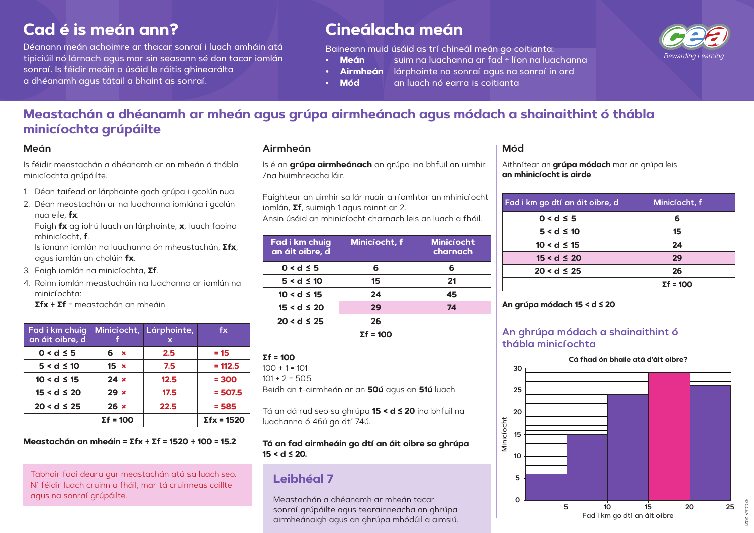## Cad é is meán ann?

Déanann meán achoimre ar thacar sonraí i luach amháin atá tipiciúil nó lárnach agus mar sin seasann sé don tacar iomlán sonraí. Is féidir meáin a úsáid le ráitis ghinearálta a dhéanamh agus tátail a bhaint as sonraí.

## Cineálacha meán

Baineann muid úsáid as trí chineál meán go coitianta:

- **Meán** suim na luachanna ar fad ÷ líon na luachanna
- **Airmheán** lárphointe na sonraí agus na sonraí in ord
- **Mód** an luach nó earra is coitianta

# Meastachán a dhéanamh ar mheán agus grúpa airmheánach agus módach a shainaithint ó thábla minicíochta grúpáilte

### Meán

Is féidir meastachán a dhéanamh ar an mheán ó thábla minicíochta grúpáilte.

1. Déan taifead ar lárphointe gach grúpa i gcolún nua.
2. Déan meastachán ar na luachanna iomlána i gcolún nua eile, **fx**.
   Faigh **fx** ag iolrú luach an lárphointe, **x**, luach faoina mhinicíocht, **f**.
   Is ionann iomlán na luachanna ón mheastachán, **Σfx**, agus iomlán an cholúin **fx**.
3. Faigh iomlán na minicíochta, **Σf**.
4. Roinn iomlán meastacháin na luachanna ar iomlán na minicíochta:
   **Σfx ÷ Σf** = meastachán an mheáin.

| Fad i km chuig an áit oibre, d | Minicíocht, f | Lárphointe, x | fx |
|---|---|---|---|
| 0 < d ≤ 5 | 6 × | 2.5 | = 15 |
| 5 < d ≤ 10 | 15 × | 7.5 | = 112.5 |
| 10 < d ≤ 15 | 24 × | 12.5 | = 300 |
| 15 < d ≤ 20 | 29 × | 17.5 | = 507.5 |
| 20 < d ≤ 25 | 26 × | 22.5 | = 585 |
| | Σf = 100 | | Σfx = 1520 |

**Meastachán an mheáin = Σfx ÷ Σf = 1520 ÷ 100 = 15.2**

Tabhair faoi deara gur meastachán atá sa luach seo. Ní féidir luach cruinn a fháil, mar tá cruinneas caillte agus na sonraí grúpáilte.

### Airmheán

Is é an **grúpa airmheánach** an grúpa ina bhfuil an uimhir /na huimhreacha láir.

Faightear an uimhir sa lár nuair a ríomhtar an mhinicíocht iomlán, **Σf**, suimigh 1 agus roinnt ar 2.
Ansin úsáid an mhinicíocht charnach leis an luach a fháil.

| Fad i km chuig an áit oibre, d | Minicíocht, f | Minicíocht charnach |
|---|---|---|
| 0 < d ≤ 5 | 6 | 6 |
| 5 < d ≤ 10 | 15 | 21 |
| 10 < d ≤ 15 | 24 | 45 |
| 15 < d ≤ 20 | 29 | 74 |
| 20 < d ≤ 25 | 26 | |
| | Σf = 100 | |

**Σf = 100**
100 + 1 = 101
101 ÷ 2 = 50.5
Beidh an t-airmheán ar an **50ú** agus an **51ú** luach.

Tá an dá rud seo sa ghrúpa **15 < d ≤ 20** ina bhfuil na luachanna ó 46ú go dtí 74ú.

**Tá an fad airmheáin go dtí an áit oibre sa ghrúpa 15 < d ≤ 20.**

**Leibhéal 7**

Meastachán a dhéanamh ar mheán tacar sonraí grúpáilte agus teorainneacha an ghrúpa airmheánaigh agus an ghrúpa mhódúil a aimsiú.

### Mód

Aithnítear an **grúpa módach** mar an grúpa leis **an mhinicíocht is airde**.

| Fad i km go dtí an áit oibre, d | Minicíocht, f |
|---|---|
| 0 < d ≤ 5 | 6 |
| 5 < d ≤ 10 | 15 |
| 10 < d ≤ 15 | 24 |
| 15 < d ≤ 20 | 29 |
| 20 < d ≤ 25 | 26 |
| | Σf = 100 |

**An grúpa módach 15 < d ≤ 20**

### An ghrúpa módach a shainaithint ó thábla minicíochta

Cá fhad ón bhaile atá d'áit oibre?

Minicíocht

0, 5, 10, 15, 20, 25, 30

5, 10, 15, 20, 25

Fad i km go dtí an áit oibre